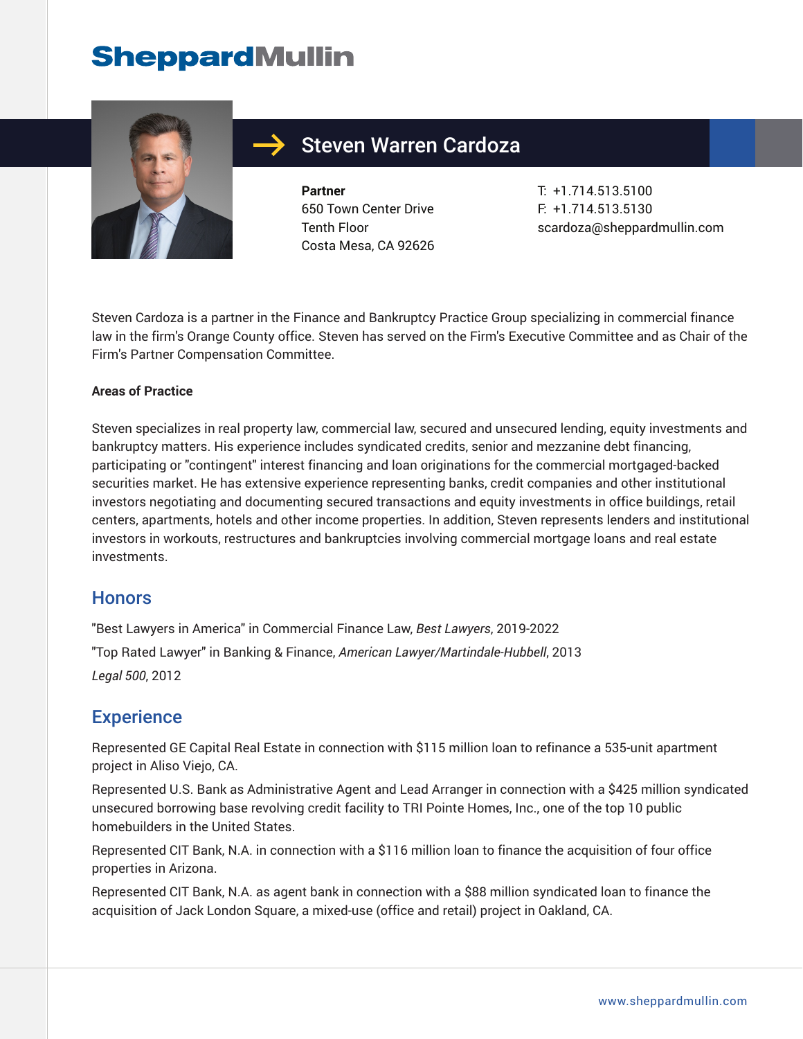# SheppardMullin

## Steven Warren Cardoza

**Partner**
650 Town Center Drive
Tenth Floor
Costa Mesa, CA 92626

T: +1.714.513.5100
F: +1.714.513.5130
scardoza@sheppardmullin.com

Steven Cardoza is a partner in the Finance and Bankruptcy Practice Group specializing in commercial finance law in the firm's Orange County office. Steven has served on the Firm's Executive Committee and as Chair of the Firm's Partner Compensation Committee.

**Areas of Practice**

Steven specializes in real property law, commercial law, secured and unsecured lending, equity investments and bankruptcy matters. His experience includes syndicated credits, senior and mezzanine debt financing, participating or "contingent" interest financing and loan originations for the commercial mortgaged-backed securities market. He has extensive experience representing banks, credit companies and other institutional investors negotiating and documenting secured transactions and equity investments in office buildings, retail centers, apartments, hotels and other income properties. In addition, Steven represents lenders and institutional investors in workouts, restructures and bankruptcies involving commercial mortgage loans and real estate investments.

## Honors

"Best Lawyers in America" in Commercial Finance Law, *Best Lawyers*, 2019-2022

"Top Rated Lawyer" in Banking & Finance, *American Lawyer/Martindale-Hubbell*, 2013

*Legal 500*, 2012

## Experience

Represented GE Capital Real Estate in connection with $115 million loan to refinance a 535-unit apartment project in Aliso Viejo, CA.

Represented U.S. Bank as Administrative Agent and Lead Arranger in connection with a $425 million syndicated unsecured borrowing base revolving credit facility to TRI Pointe Homes, Inc., one of the top 10 public homebuilders in the United States.

Represented CIT Bank, N.A. in connection with a $116 million loan to finance the acquisition of four office properties in Arizona.

Represented CIT Bank, N.A. as agent bank in connection with a $88 million syndicated loan to finance the acquisition of Jack London Square, a mixed-use (office and retail) project in Oakland, CA.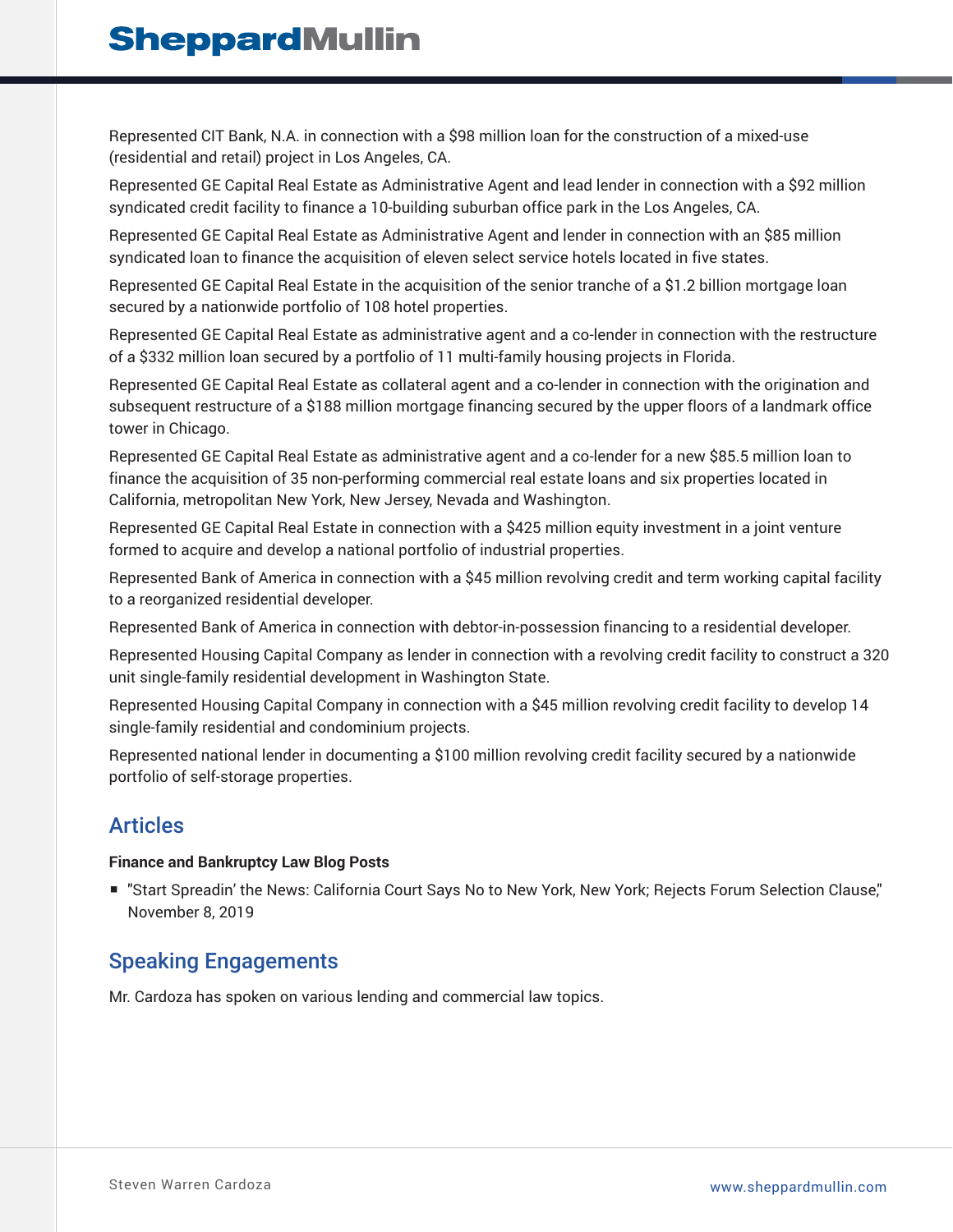Represented CIT Bank, N.A. in connection with a $98 million loan for the construction of a mixed-use (residential and retail) project in Los Angeles, CA.

Represented GE Capital Real Estate as Administrative Agent and lead lender in connection with a $92 million syndicated credit facility to finance a 10-building suburban office park in the Los Angeles, CA.

Represented GE Capital Real Estate as Administrative Agent and lender in connection with an $85 million syndicated loan to finance the acquisition of eleven select service hotels located in five states.

Represented GE Capital Real Estate in the acquisition of the senior tranche of a $1.2 billion mortgage loan secured by a nationwide portfolio of 108 hotel properties.

Represented GE Capital Real Estate as administrative agent and a co-lender in connection with the restructure of a $332 million loan secured by a portfolio of 11 multi-family housing projects in Florida.

Represented GE Capital Real Estate as collateral agent and a co-lender in connection with the origination and subsequent restructure of a $188 million mortgage financing secured by the upper floors of a landmark office tower in Chicago.

Represented GE Capital Real Estate as administrative agent and a co-lender for a new $85.5 million loan to finance the acquisition of 35 non-performing commercial real estate loans and six properties located in California, metropolitan New York, New Jersey, Nevada and Washington.

Represented GE Capital Real Estate in connection with a $425 million equity investment in a joint venture formed to acquire and develop a national portfolio of industrial properties.

Represented Bank of America in connection with a $45 million revolving credit and term working capital facility to a reorganized residential developer.

Represented Bank of America in connection with debtor-in-possession financing to a residential developer.

Represented Housing Capital Company as lender in connection with a revolving credit facility to construct a 320 unit single-family residential development in Washington State.

Represented Housing Capital Company in connection with a $45 million revolving credit facility to develop 14 single-family residential and condominium projects.

Represented national lender in documenting a $100 million revolving credit facility secured by a nationwide portfolio of self-storage properties.

## Articles

**Finance and Bankruptcy Law Blog Posts**

- "Start Spreadin' the News: California Court Says No to New York, New York; Rejects Forum Selection Clause," November 8, 2019

## Speaking Engagements

Mr. Cardoza has spoken on various lending and commercial law topics.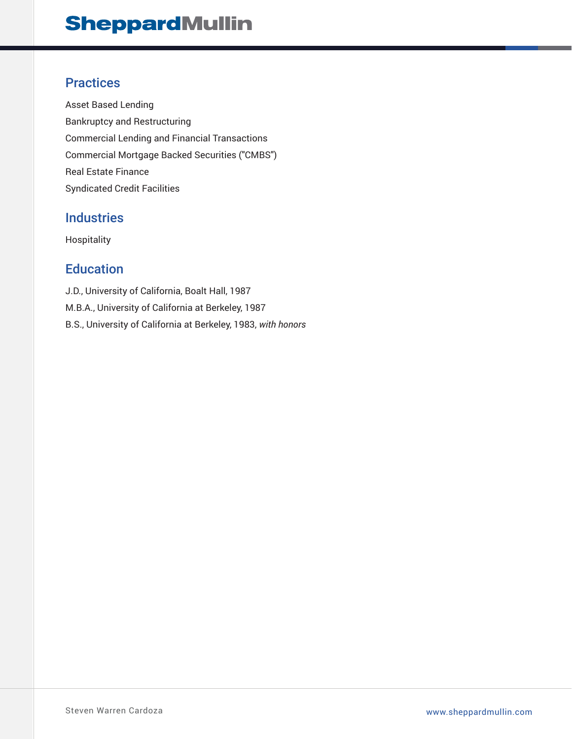## Practices

Asset Based Lending

Bankruptcy and Restructuring

Commercial Lending and Financial Transactions

Commercial Mortgage Backed Securities ("CMBS")

Real Estate Finance

Syndicated Credit Facilities

## Industries

Hospitality

## Education

J.D., University of California, Boalt Hall, 1987

M.B.A., University of California at Berkeley, 1987

B.S., University of California at Berkeley, 1983, *with honors*